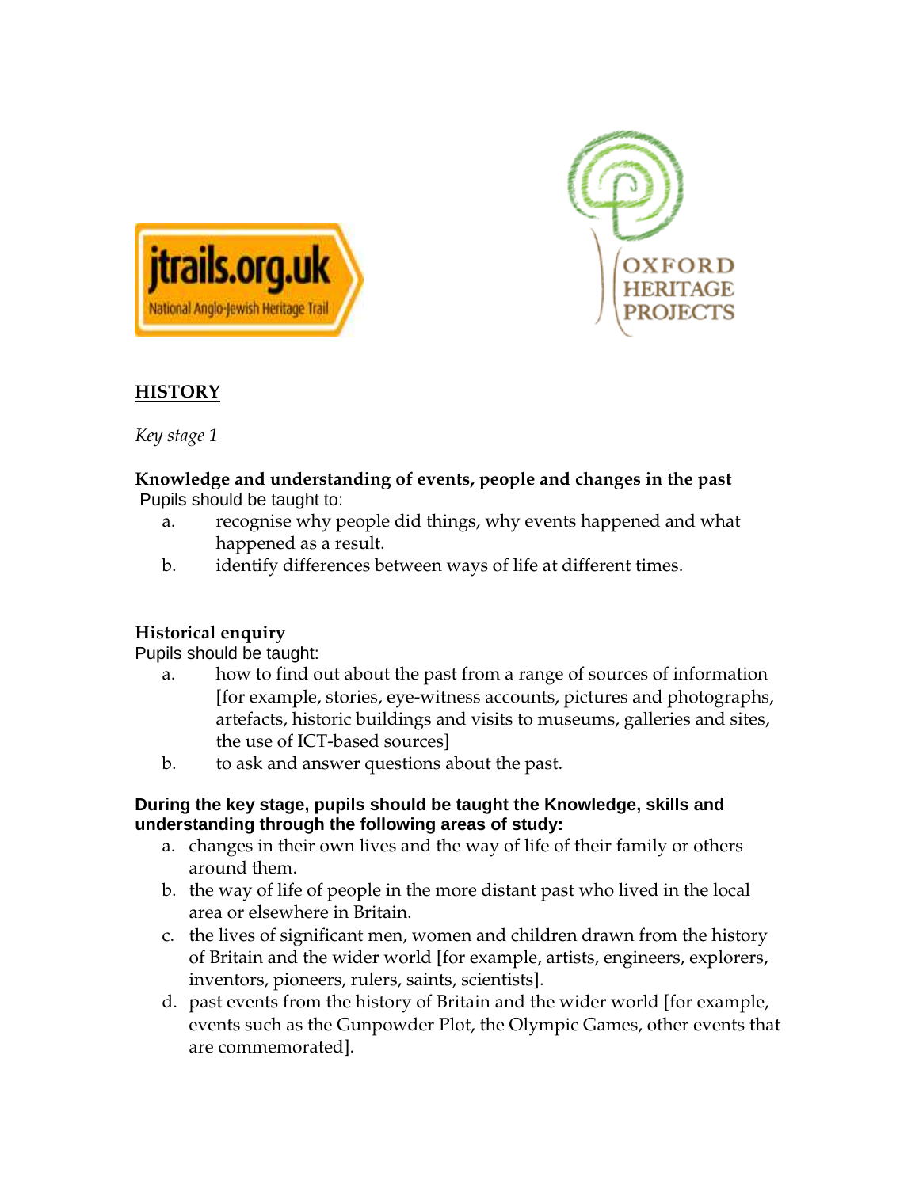jtrails.org.uk
National Anglo-Jewish Heritage Trail

OXFORD HERITAGE PROJECTS

## HISTORY

*Key stage 1*

**Knowledge and understanding of events, people and changes in the past**

Pupils should be taught to:

a. recognise why people did things, why events happened and what happened as a result.
b. identify differences between ways of life at different times.

**Historical enquiry**

Pupils should be taught:

a. how to find out about the past from a range of sources of information [for example, stories, eye-witness accounts, pictures and photographs, artefacts, historic buildings and visits to museums, galleries and sites, the use of ICT-based sources]
b. to ask and answer questions about the past.

**During the key stage, pupils should be taught the Knowledge, skills and understanding through the following areas of study:**

a. changes in their own lives and the way of life of their family or others around them.
b. the way of life of people in the more distant past who lived in the local area or elsewhere in Britain.
c. the lives of significant men, women and children drawn from the history of Britain and the wider world [for example, artists, engineers, explorers, inventors, pioneers, rulers, saints, scientists].
d. past events from the history of Britain and the wider world [for example, events such as the Gunpowder Plot, the Olympic Games, other events that are commemorated].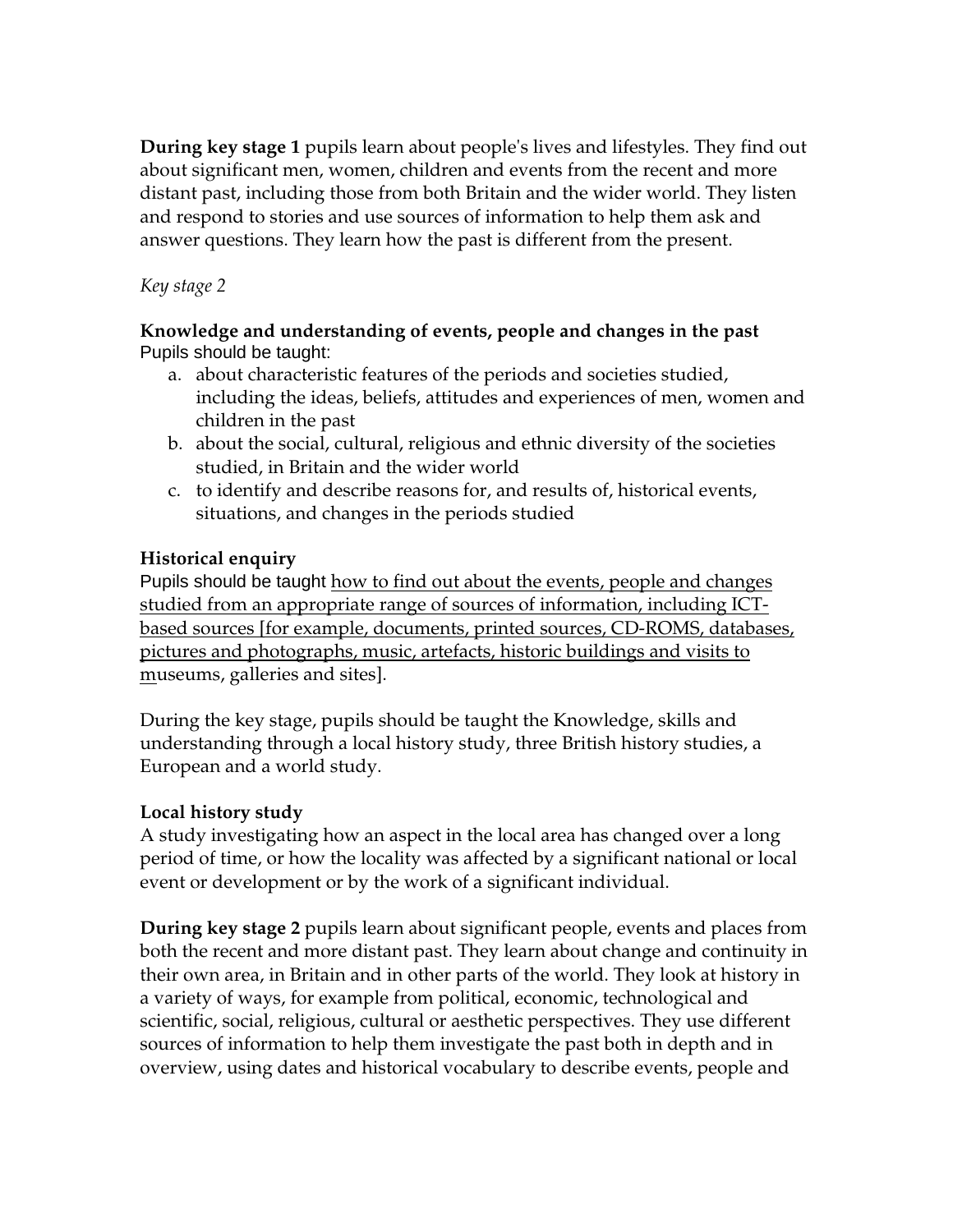**During key stage 1** pupils learn about people's lives and lifestyles. They find out about significant men, women, children and events from the recent and more distant past, including those from both Britain and the wider world. They listen and respond to stories and use sources of information to help them ask and answer questions. They learn how the past is different from the present.

*Key stage 2*

**Knowledge and understanding of events, people and changes in the past**
Pupils should be taught:

a. about characteristic features of the periods and societies studied, including the ideas, beliefs, attitudes and experiences of men, women and children in the past
b. about the social, cultural, religious and ethnic diversity of the societies studied, in Britain and the wider world
c. to identify and describe reasons for, and results of, historical events, situations, and changes in the periods studied

**Historical enquiry**
Pupils should be taught <u>how to find out about the events, people and changes studied from an appropriate range of sources of information, including ICT-based sources [for example, documents, printed sources, CD-ROMS, databases, pictures and photographs, music, artefacts, historic buildings and visits to m</u>useums, galleries and sites].

During the key stage, pupils should be taught the Knowledge, skills and understanding through a local history study, three British history studies, a European and a world study.

**Local history study**
A study investigating how an aspect in the local area has changed over a long period of time, or how the locality was affected by a significant national or local event or development or by the work of a significant individual.

**During key stage 2** pupils learn about significant people, events and places from both the recent and more distant past. They learn about change and continuity in their own area, in Britain and in other parts of the world. They look at history in a variety of ways, for example from political, economic, technological and scientific, social, religious, cultural or aesthetic perspectives. They use different sources of information to help them investigate the past both in depth and in overview, using dates and historical vocabulary to describe events, people and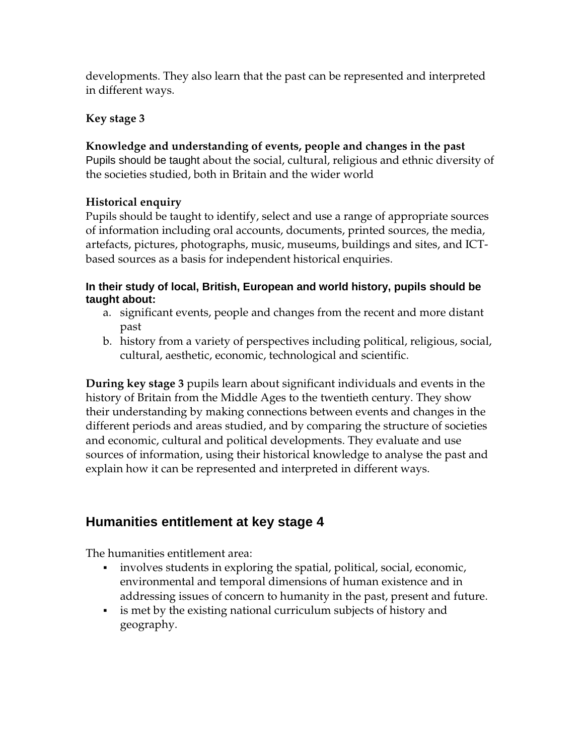developments. They also learn that the past can be represented and interpreted in different ways.

**Key stage 3**

**Knowledge and understanding of events, people and changes in the past**
Pupils should be taught about the social, cultural, religious and ethnic diversity of the societies studied, both in Britain and the wider world

**Historical enquiry**
Pupils should be taught to identify, select and use a range of appropriate sources of information including oral accounts, documents, printed sources, the media, artefacts, pictures, photographs, music, museums, buildings and sites, and ICT-based sources as a basis for independent historical enquiries.

**In their study of local, British, European and world history, pupils should be taught about:**

a. significant events, people and changes from the recent and more distant past
b. history from a variety of perspectives including political, religious, social, cultural, aesthetic, economic, technological and scientific.

**During key stage 3** pupils learn about significant individuals and events in the history of Britain from the Middle Ages to the twentieth century. They show their understanding by making connections between events and changes in the different periods and areas studied, and by comparing the structure of societies and economic, cultural and political developments. They evaluate and use sources of information, using their historical knowledge to analyse the past and explain how it can be represented and interpreted in different ways.

## Humanities entitlement at key stage 4

The humanities entitlement area:

- involves students in exploring the spatial, political, social, economic, environmental and temporal dimensions of human existence and in addressing issues of concern to humanity in the past, present and future.
- is met by the existing national curriculum subjects of history and geography.